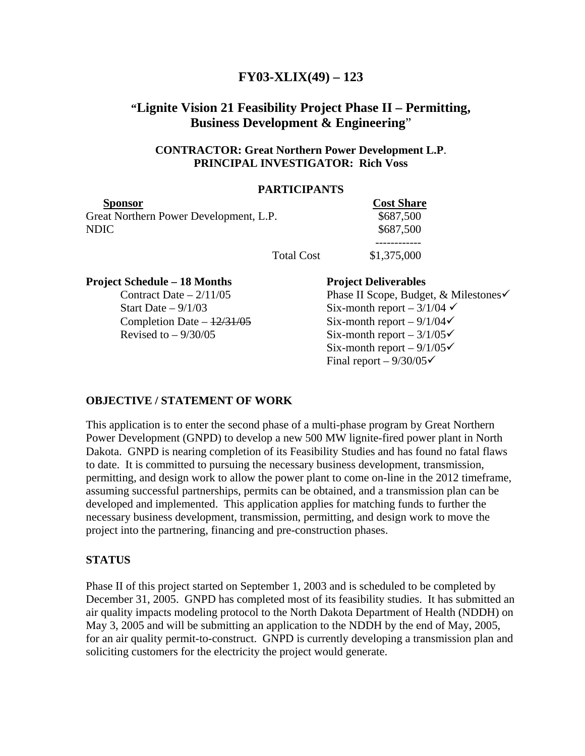# FY03-XLIX(49) – 123

## "Lignite Vision 21 Feasibility Project Phase II – Permitting, Business Development & Engineering"

**CONTRACTOR: Great Northern Power Development L.P.**
**PRINCIPAL INVESTIGATOR: Rich Voss**

### PARTICIPANTS

| Sponsor | Cost Share |
|---|---|
| Great Northern Power Development, L.P. | $687,500 |
| NDIC | $687,500 |
| Total Cost | $1,375,000 |

**Project Schedule – 18 Months**

- Contract Date – 2/11/05
- Start Date – 9/1/03
- Completion Date – ~~12/31/05~~
- Revised to – 9/30/05

**Project Deliverables**

- Phase II Scope, Budget, & Milestones✓
- Six-month report – 3/1/04 ✓
- Six-month report – 9/1/04✓
- Six-month report – 3/1/05✓
- Six-month report – 9/1/05✓
- Final report – 9/30/05✓

### OBJECTIVE / STATEMENT OF WORK

This application is to enter the second phase of a multi-phase program by Great Northern Power Development (GNPD) to develop a new 500 MW lignite-fired power plant in North Dakota. GNPD is nearing completion of its Feasibility Studies and has found no fatal flaws to date. It is committed to pursuing the necessary business development, transmission, permitting, and design work to allow the power plant to come on-line in the 2012 timeframe, assuming successful partnerships, permits can be obtained, and a transmission plan can be developed and implemented. This application applies for matching funds to further the necessary business development, transmission, permitting, and design work to move the project into the partnering, financing and pre-construction phases.

### STATUS

Phase II of this project started on September 1, 2003 and is scheduled to be completed by December 31, 2005. GNPD has completed most of its feasibility studies. It has submitted an air quality impacts modeling protocol to the North Dakota Department of Health (NDDH) on May 3, 2005 and will be submitting an application to the NDDH by the end of May, 2005, for an air quality permit-to-construct. GNPD is currently developing a transmission plan and soliciting customers for the electricity the project would generate.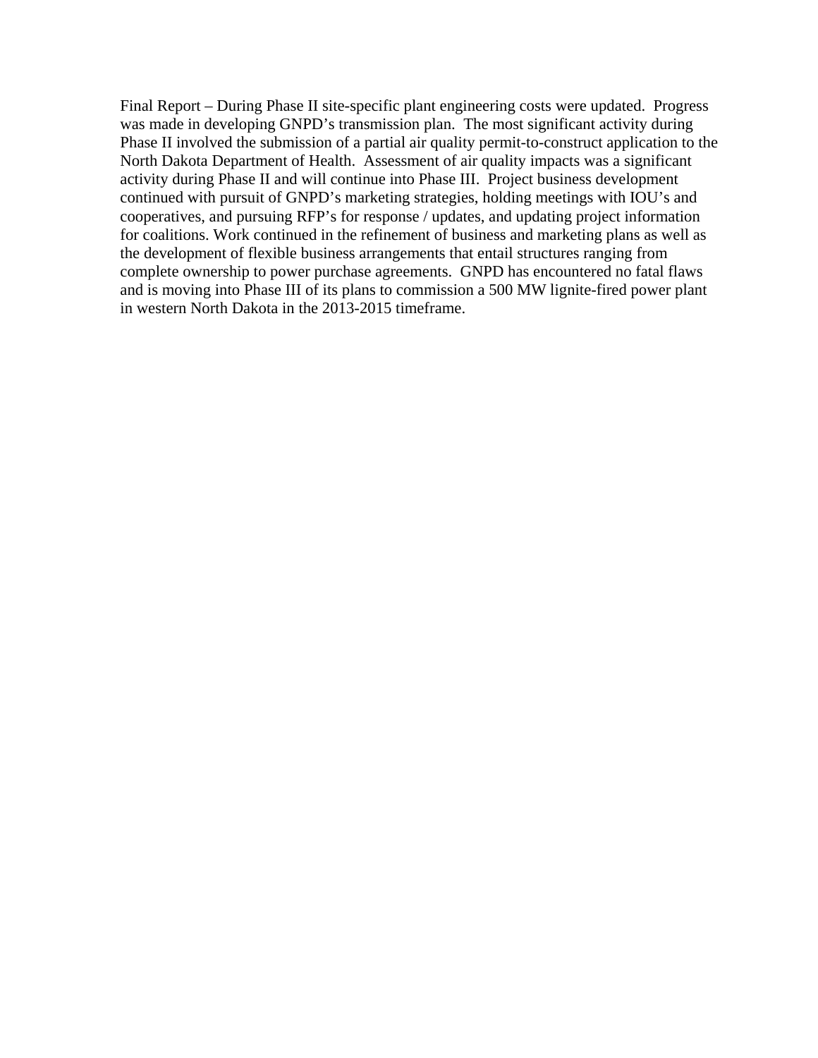Final Report – During Phase II site-specific plant engineering costs were updated. Progress was made in developing GNPD's transmission plan. The most significant activity during Phase II involved the submission of a partial air quality permit-to-construct application to the North Dakota Department of Health. Assessment of air quality impacts was a significant activity during Phase II and will continue into Phase III. Project business development continued with pursuit of GNPD's marketing strategies, holding meetings with IOU's and cooperatives, and pursuing RFP's for response / updates, and updating project information for coalitions. Work continued in the refinement of business and marketing plans as well as the development of flexible business arrangements that entail structures ranging from complete ownership to power purchase agreements. GNPD has encountered no fatal flaws and is moving into Phase III of its plans to commission a 500 MW lignite-fired power plant in western North Dakota in the 2013-2015 timeframe.